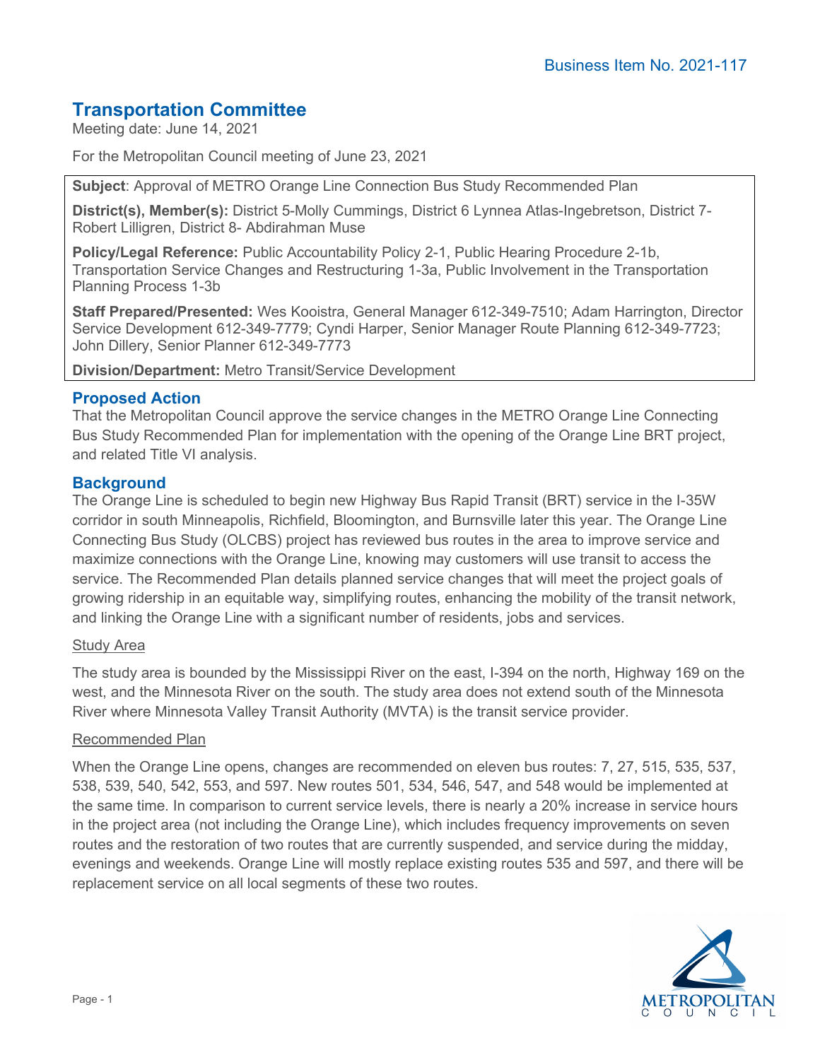Business Item No. 2021-117

# Transportation Committee

Meeting date: June 14, 2021

For the Metropolitan Council meeting of June 23, 2021

**Subject**: Approval of METRO Orange Line Connection Bus Study Recommended Plan

**District(s), Member(s):** District 5-Molly Cummings, District 6 Lynnea Atlas-Ingebretson, District 7-Robert Lilligren, District 8- Abdirahman Muse

**Policy/Legal Reference:** Public Accountability Policy 2-1, Public Hearing Procedure 2-1b, Transportation Service Changes and Restructuring 1-3a, Public Involvement in the Transportation Planning Process 1-3b

**Staff Prepared/Presented:** Wes Kooistra, General Manager 612-349-7510; Adam Harrington, Director Service Development 612-349-7779; Cyndi Harper, Senior Manager Route Planning 612-349-7723; John Dillery, Senior Planner 612-349-7773

**Division/Department:** Metro Transit/Service Development

## Proposed Action

That the Metropolitan Council approve the service changes in the METRO Orange Line Connecting Bus Study Recommended Plan for implementation with the opening of the Orange Line BRT project, and related Title VI analysis.

## Background

The Orange Line is scheduled to begin new Highway Bus Rapid Transit (BRT) service in the I-35W corridor in south Minneapolis, Richfield, Bloomington, and Burnsville later this year. The Orange Line Connecting Bus Study (OLCBS) project has reviewed bus routes in the area to improve service and maximize connections with the Orange Line, knowing may customers will use transit to access the service. The Recommended Plan details planned service changes that will meet the project goals of growing ridership in an equitable way, simplifying routes, enhancing the mobility of the transit network, and linking the Orange Line with a significant number of residents, jobs and services.

### Study Area

The study area is bounded by the Mississippi River on the east, I-394 on the north, Highway 169 on the west, and the Minnesota River on the south. The study area does not extend south of the Minnesota River where Minnesota Valley Transit Authority (MVTA) is the transit service provider.

### Recommended Plan

When the Orange Line opens, changes are recommended on eleven bus routes: 7, 27, 515, 535, 537, 538, 539, 540, 542, 553, and 597. New routes 501, 534, 546, 547, and 548 would be implemented at the same time. In comparison to current service levels, there is nearly a 20% increase in service hours in the project area (not including the Orange Line), which includes frequency improvements on seven routes and the restoration of two routes that are currently suspended, and service during the midday, evenings and weekends. Orange Line will mostly replace existing routes 535 and 597, and there will be replacement service on all local segments of these two routes.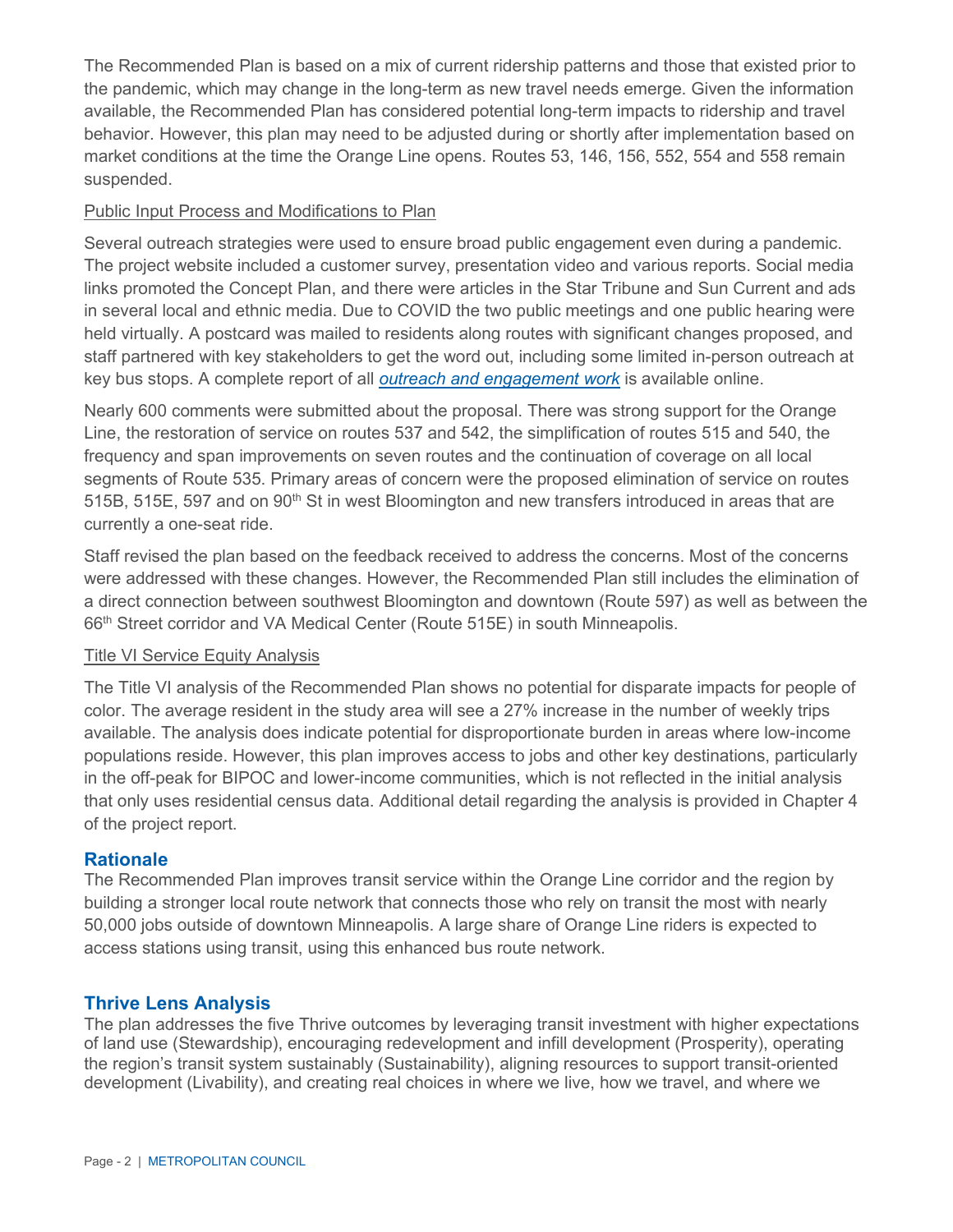The Recommended Plan is based on a mix of current ridership patterns and those that existed prior to the pandemic, which may change in the long-term as new travel needs emerge. Given the information available, the Recommended Plan has considered potential long-term impacts to ridership and travel behavior. However, this plan may need to be adjusted during or shortly after implementation based on market conditions at the time the Orange Line opens. Routes 53, 146, 156, 552, 554 and 558 remain suspended.

Public Input Process and Modifications to Plan

Several outreach strategies were used to ensure broad public engagement even during a pandemic. The project website included a customer survey, presentation video and various reports. Social media links promoted the Concept Plan, and there were articles in the Star Tribune and Sun Current and ads in several local and ethnic media. Due to COVID the two public meetings and one public hearing were held virtually. A postcard was mailed to residents along routes with significant changes proposed, and staff partnered with key stakeholders to get the word out, including some limited in-person outreach at key bus stops. A complete report of all *outreach and engagement work* is available online.

Nearly 600 comments were submitted about the proposal. There was strong support for the Orange Line, the restoration of service on routes 537 and 542, the simplification of routes 515 and 540, the frequency and span improvements on seven routes and the continuation of coverage on all local segments of Route 535. Primary areas of concern were the proposed elimination of service on routes 515B, 515E, 597 and on 90th St in west Bloomington and new transfers introduced in areas that are currently a one-seat ride.

Staff revised the plan based on the feedback received to address the concerns. Most of the concerns were addressed with these changes. However, the Recommended Plan still includes the elimination of a direct connection between southwest Bloomington and downtown (Route 597) as well as between the 66th Street corridor and VA Medical Center (Route 515E) in south Minneapolis.

Title VI Service Equity Analysis

The Title VI analysis of the Recommended Plan shows no potential for disparate impacts for people of color. The average resident in the study area will see a 27% increase in the number of weekly trips available. The analysis does indicate potential for disproportionate burden in areas where low-income populations reside. However, this plan improves access to jobs and other key destinations, particularly in the off-peak for BIPOC and lower-income communities, which is not reflected in the initial analysis that only uses residential census data. Additional detail regarding the analysis is provided in Chapter 4 of the project report.

## Rationale

The Recommended Plan improves transit service within the Orange Line corridor and the region by building a stronger local route network that connects those who rely on transit the most with nearly 50,000 jobs outside of downtown Minneapolis. A large share of Orange Line riders is expected to access stations using transit, using this enhanced bus route network.

## Thrive Lens Analysis

The plan addresses the five Thrive outcomes by leveraging transit investment with higher expectations of land use (Stewardship), encouraging redevelopment and infill development (Prosperity), operating the region's transit system sustainably (Sustainability), aligning resources to support transit-oriented development (Livability), and creating real choices in where we live, how we travel, and where we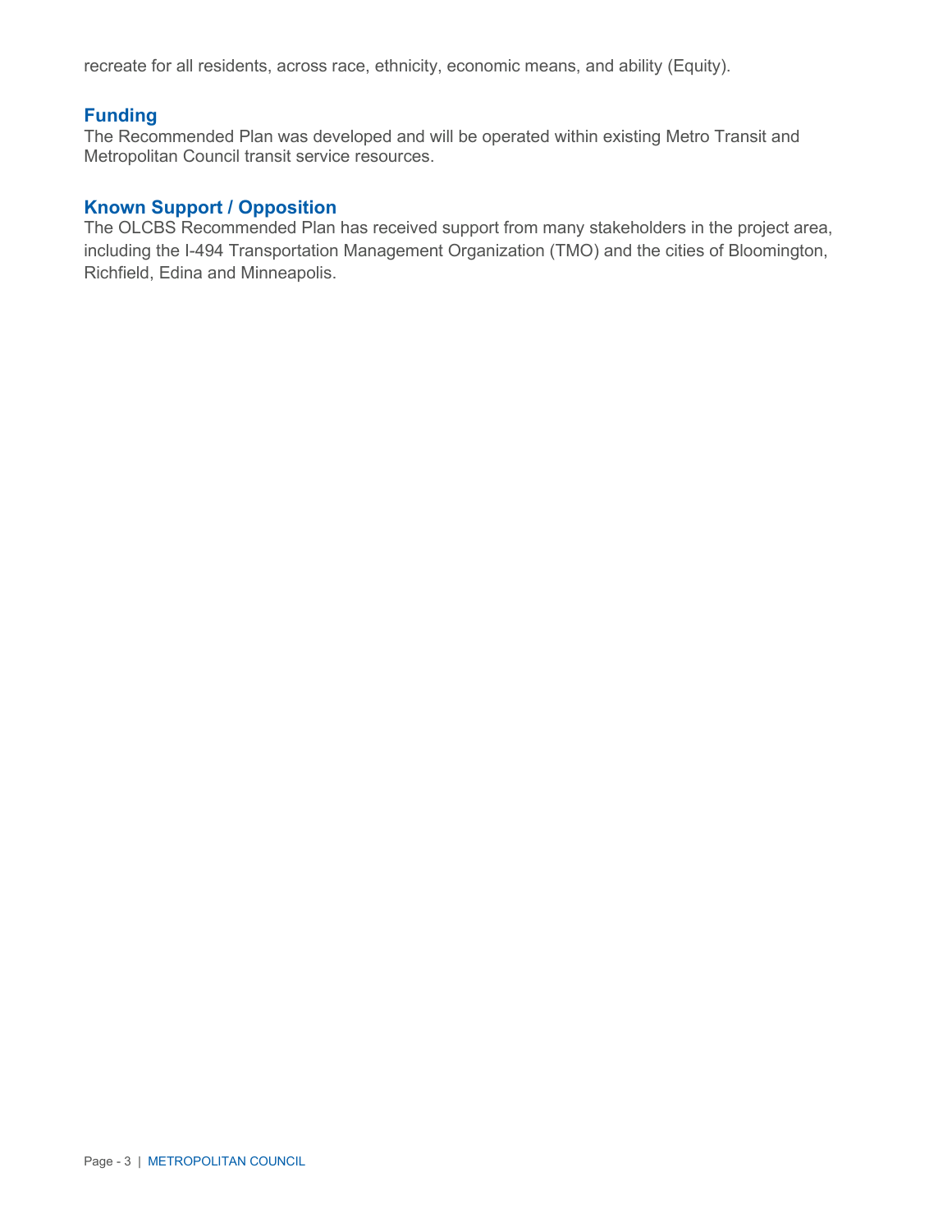recreate for all residents, across race, ethnicity, economic means, and ability (Equity).

## Funding

The Recommended Plan was developed and will be operated within existing Metro Transit and Metropolitan Council transit service resources.

## Known Support / Opposition

The OLCBS Recommended Plan has received support from many stakeholders in the project area, including the I-494 Transportation Management Organization (TMO) and the cities of Bloomington, Richfield, Edina and Minneapolis.